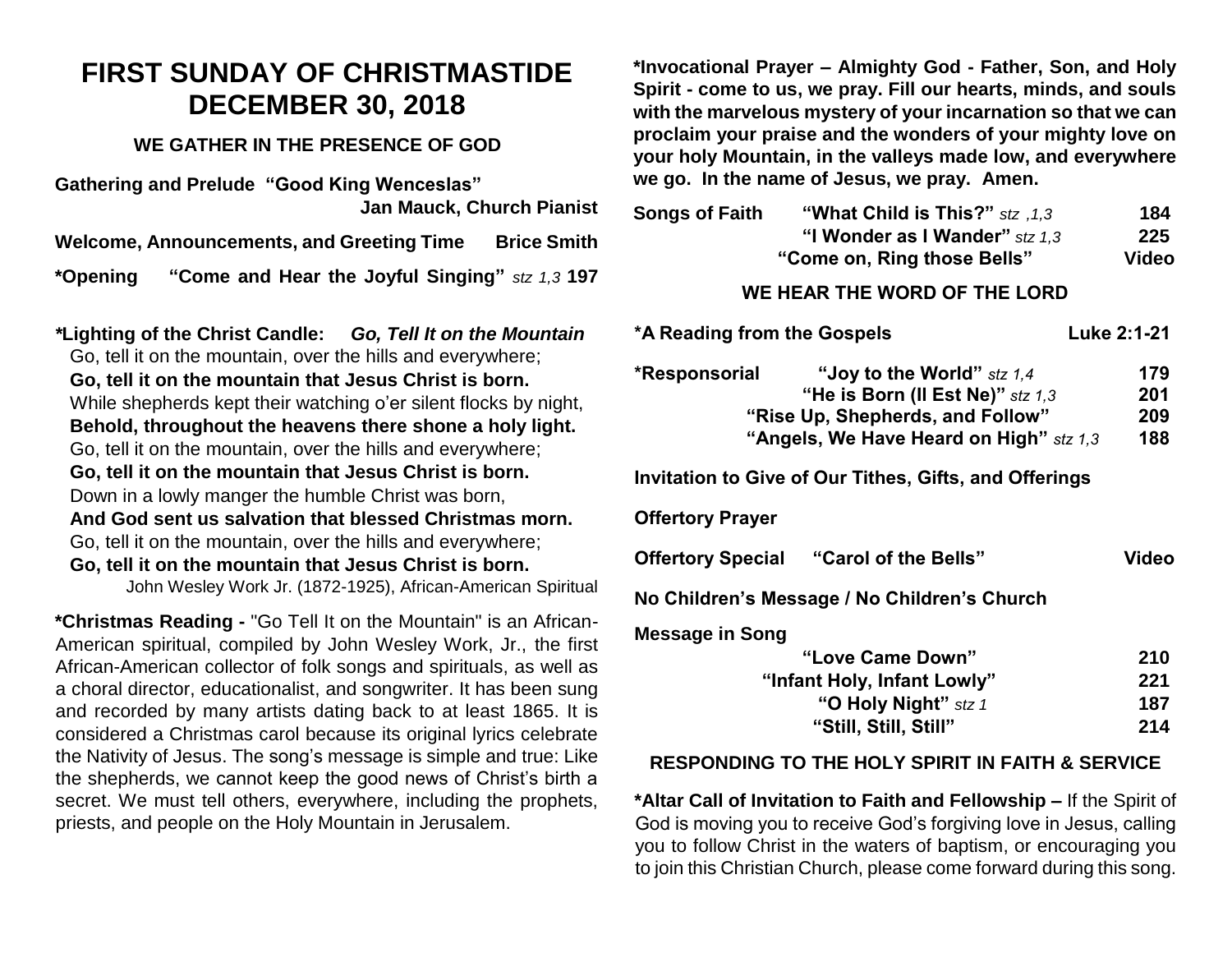# FIRST SUNDAY OF CHRISTMASTIDE
# DECEMBER 30, 2018

## WE GATHER IN THE PRESENCE OF GOD

**Gathering and Prelude "Good King Wenceslas"**
**Jan Mauck, Church Pianist**

**Welcome, Announcements, and Greeting Time Brice Smith**

**\*Opening "Come and Hear the Joyful Singing"** *stz 1,3* **197**

**\*Lighting of the Christ Candle:** ***Go, Tell It on the Mountain***

Go, tell it on the mountain, over the hills and everywhere;
**Go, tell it on the mountain that Jesus Christ is born.**
While shepherds kept their watching o'er silent flocks by night,
**Behold, throughout the heavens there shone a holy light.**
Go, tell it on the mountain, over the hills and everywhere;
**Go, tell it on the mountain that Jesus Christ is born.**
Down in a lowly manger the humble Christ was born,
**And God sent us salvation that blessed Christmas morn.**
Go, tell it on the mountain, over the hills and everywhere;
**Go, tell it on the mountain that Jesus Christ is born.**

John Wesley Work Jr. (1872-1925), African-American Spiritual

**\*Christmas Reading -** "Go Tell It on the Mountain" is an African-American spiritual, compiled by John Wesley Work, Jr., the first African-American collector of folk songs and spirituals, as well as a choral director, educationalist, and songwriter. It has been sung and recorded by many artists dating back to at least 1865. It is considered a Christmas carol because its original lyrics celebrate the Nativity of Jesus. The song's message is simple and true: Like the shepherds, we cannot keep the good news of Christ's birth a secret. We must tell others, everywhere, including the prophets, priests, and people on the Holy Mountain in Jerusalem.

**\*Invocational Prayer – Almighty God - Father, Son, and Holy Spirit - come to us, we pray. Fill our hearts, minds, and souls with the marvelous mystery of your incarnation so that we can proclaim your praise and the wonders of your mighty love on your holy Mountain, in the valleys made low, and everywhere we go. In the name of Jesus, we pray. Amen.**

**Songs of Faith**
**"What Child is This?"** *stz ,1,3* **184**
**"I Wonder as I Wander"** *stz 1,3* **225**
**"Come on, Ring those Bells" Video**

## WE HEAR THE WORD OF THE LORD

**\*A Reading from the Gospels Luke 2:1-21**

**\*Responsorial**
**"Joy to the World"** *stz 1,4* **179**
**"He is Born (Il Est Ne)"** *stz 1,3* **201**
**"Rise Up, Shepherds, and Follow" 209**
**"Angels, We Have Heard on High"** *stz 1,3* **188**

**Invitation to Give of Our Tithes, Gifts, and Offerings**

**Offertory Prayer**

**Offertory Special "Carol of the Bells" Video**

**No Children's Message / No Children's Church**

**Message in Song**
**"Love Came Down" 210**
**"Infant Holy, Infant Lowly" 221**
**"O Holy Night"** *stz 1* **187**
**"Still, Still, Still" 214**

## RESPONDING TO THE HOLY SPIRIT IN FAITH & SERVICE

**\*Altar Call of Invitation to Faith and Fellowship –** If the Spirit of God is moving you to receive God's forgiving love in Jesus, calling you to follow Christ in the waters of baptism, or encouraging you to join this Christian Church, please come forward during this song.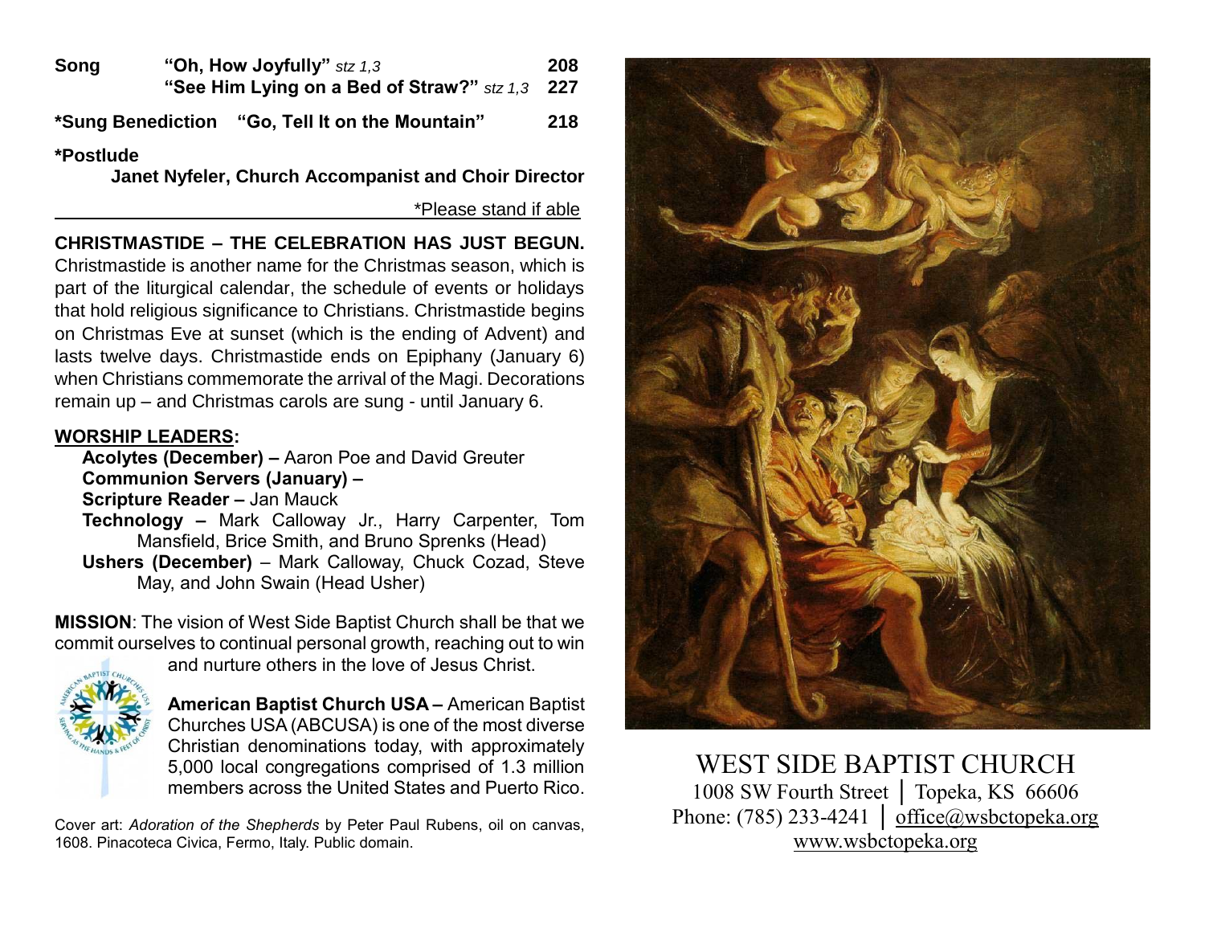**Song** **"Oh, How Joyfully"** *stz 1,3* **208**
**"See Him Lying on a Bed of Straw?"** *stz 1,3* **227**

**\*Sung Benediction "Go, Tell It on the Mountain" 218**

**\*Postlude**
**Janet Nyfeler, Church Accompanist and Choir Director**

\*Please stand if able

**CHRISTMASTIDE – THE CELEBRATION HAS JUST BEGUN.** Christmastide is another name for the Christmas season, which is part of the liturgical calendar, the schedule of events or holidays that hold religious significance to Christians. Christmastide begins on Christmas Eve at sunset (which is the ending of Advent) and lasts twelve days. Christmastide ends on Epiphany (January 6) when Christians commemorate the arrival of the Magi. Decorations remain up – and Christmas carols are sung - until January 6.

**WORSHIP LEADERS:**

**Acolytes (December) –** Aaron Poe and David Greuter
**Communion Servers (January) –**
**Scripture Reader –** Jan Mauck
**Technology –** Mark Calloway Jr., Harry Carpenter, Tom Mansfield, Brice Smith, and Bruno Sprenks (Head)
**Ushers (December)** – Mark Calloway, Chuck Cozad, Steve May, and John Swain (Head Usher)

**MISSION**: The vision of West Side Baptist Church shall be that we commit ourselves to continual personal growth, reaching out to win and nurture others in the love of Jesus Christ.

**American Baptist Church USA –** American Baptist Churches USA (ABCUSA) is one of the most diverse Christian denominations today, with approximately 5,000 local congregations comprised of 1.3 million members across the United States and Puerto Rico.

Cover art: *Adoration of the Shepherds* by Peter Paul Rubens, oil on canvas, 1608. Pinacoteca Civica, Fermo, Italy. Public domain.

WEST SIDE BAPTIST CHURCH
1008 SW Fourth Street | Topeka, KS 66606
Phone: (785) 233-4241 | office@wsbctopeka.org
www.wsbctopeka.org